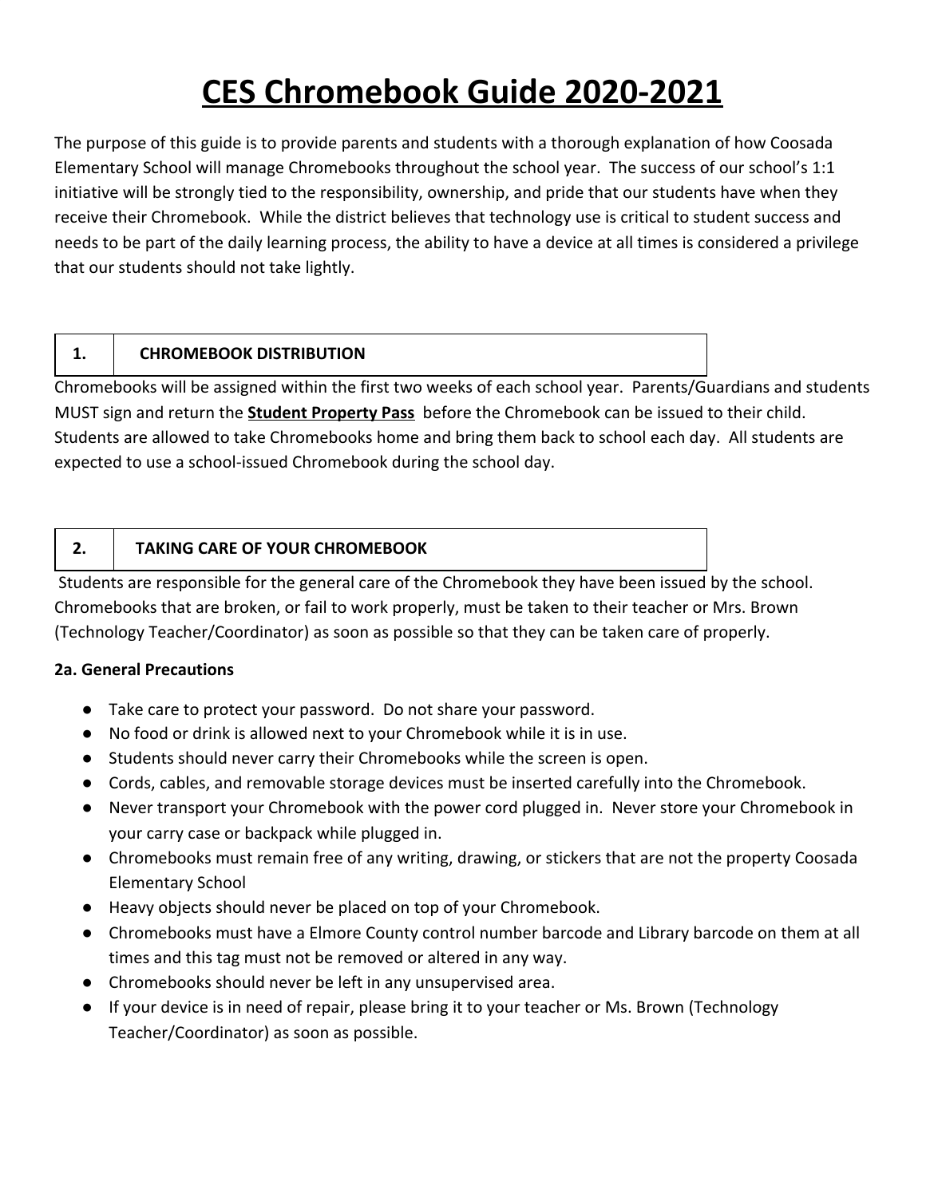# CES Chromebook Guide 2020-2021

The purpose of this guide is to provide parents and students with a thorough explanation of how Coosada Elementary School will manage Chromebooks throughout the school year. The success of our school's 1:1 initiative will be strongly tied to the responsibility, ownership, and pride that our students have when they receive their Chromebook. While the district believes that technology use is critical to student success and needs to be part of the daily learning process, the ability to have a device at all times is considered a privilege that our students should not take lightly.

| 1. | CHROMEBOOK DISTRIBUTION |
| --- | --- |

Chromebooks will be assigned within the first two weeks of each school year. Parents/Guardians and students MUST sign and return the **Student Property Pass** before the Chromebook can be issued to their child. Students are allowed to take Chromebooks home and bring them back to school each day. All students are expected to use a school-issued Chromebook during the school day.

| 2. | TAKING CARE OF YOUR CHROMEBOOK |
| --- | --- |

Students are responsible for the general care of the Chromebook they have been issued by the school. Chromebooks that are broken, or fail to work properly, must be taken to their teacher or Mrs. Brown (Technology Teacher/Coordinator) as soon as possible so that they can be taken care of properly.

**2a. General Precautions**

- Take care to protect your password. Do not share your password.
- No food or drink is allowed next to your Chromebook while it is in use.
- Students should never carry their Chromebooks while the screen is open.
- Cords, cables, and removable storage devices must be inserted carefully into the Chromebook.
- Never transport your Chromebook with the power cord plugged in. Never store your Chromebook in your carry case or backpack while plugged in.
- Chromebooks must remain free of any writing, drawing, or stickers that are not the property Coosada Elementary School
- Heavy objects should never be placed on top of your Chromebook.
- Chromebooks must have a Elmore County control number barcode and Library barcode on them at all times and this tag must not be removed or altered in any way.
- Chromebooks should never be left in any unsupervised area.
- If your device is in need of repair, please bring it to your teacher or Ms. Brown (Technology Teacher/Coordinator) as soon as possible.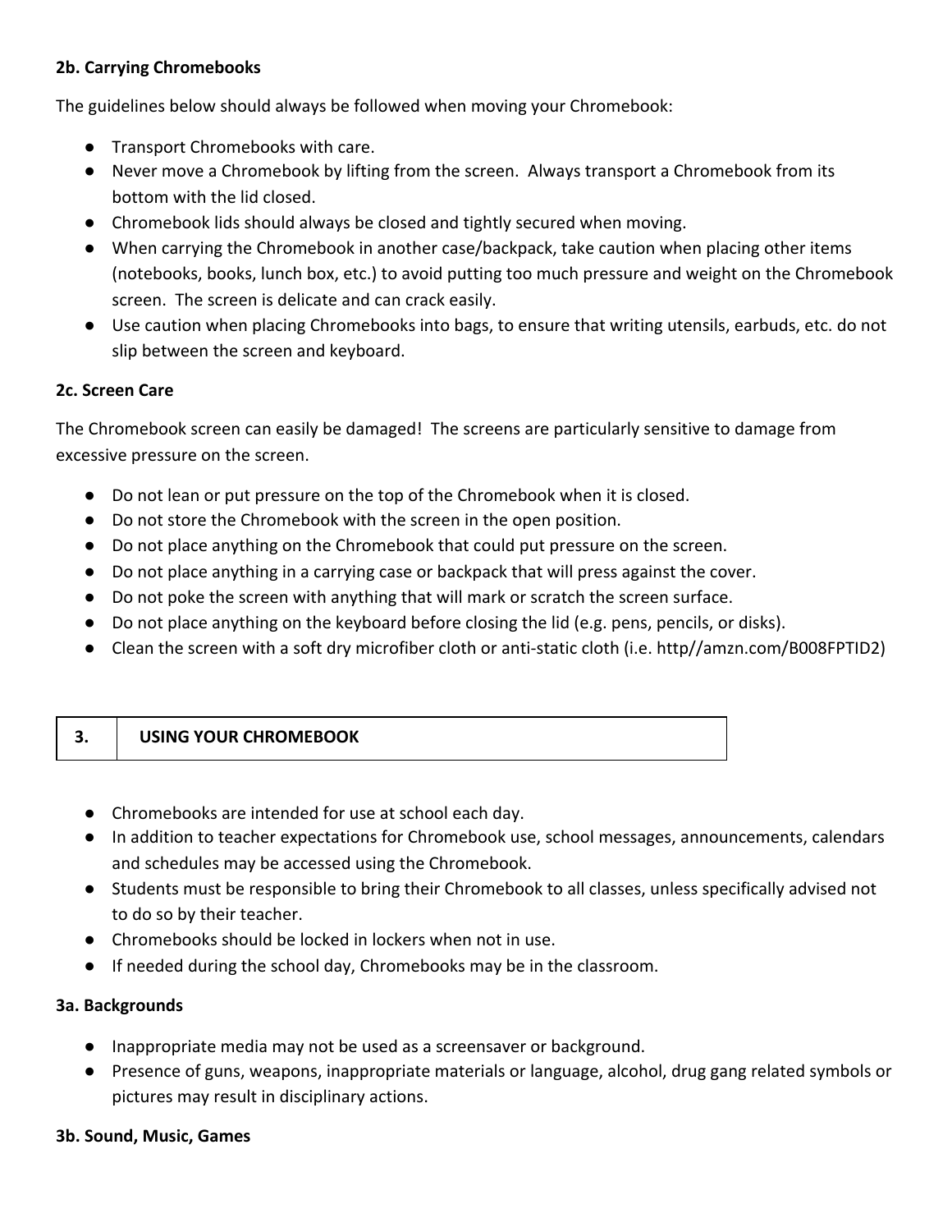**2b. Carrying Chromebooks**

The guidelines below should always be followed when moving your Chromebook:

- Transport Chromebooks with care.
- Never move a Chromebook by lifting from the screen. Always transport a Chromebook from its bottom with the lid closed.
- Chromebook lids should always be closed and tightly secured when moving.
- When carrying the Chromebook in another case/backpack, take caution when placing other items (notebooks, books, lunch box, etc.) to avoid putting too much pressure and weight on the Chromebook screen. The screen is delicate and can crack easily.
- Use caution when placing Chromebooks into bags, to ensure that writing utensils, earbuds, etc. do not slip between the screen and keyboard.

**2c. Screen Care**

The Chromebook screen can easily be damaged! The screens are particularly sensitive to damage from excessive pressure on the screen.

- Do not lean or put pressure on the top of the Chromebook when it is closed.
- Do not store the Chromebook with the screen in the open position.
- Do not place anything on the Chromebook that could put pressure on the screen.
- Do not place anything in a carrying case or backpack that will press against the cover.
- Do not poke the screen with anything that will mark or scratch the screen surface.
- Do not place anything on the keyboard before closing the lid (e.g. pens, pencils, or disks).
- Clean the screen with a soft dry microfiber cloth or anti-static cloth (i.e. http//amzn.com/B008FPTID2)

| 3. | USING YOUR CHROMEBOOK |
|---|---|

- Chromebooks are intended for use at school each day.
- In addition to teacher expectations for Chromebook use, school messages, announcements, calendars and schedules may be accessed using the Chromebook.
- Students must be responsible to bring their Chromebook to all classes, unless specifically advised not to do so by their teacher.
- Chromebooks should be locked in lockers when not in use.
- If needed during the school day, Chromebooks may be in the classroom.

**3a. Backgrounds**

- Inappropriate media may not be used as a screensaver or background.
- Presence of guns, weapons, inappropriate materials or language, alcohol, drug gang related symbols or pictures may result in disciplinary actions.

**3b. Sound, Music, Games**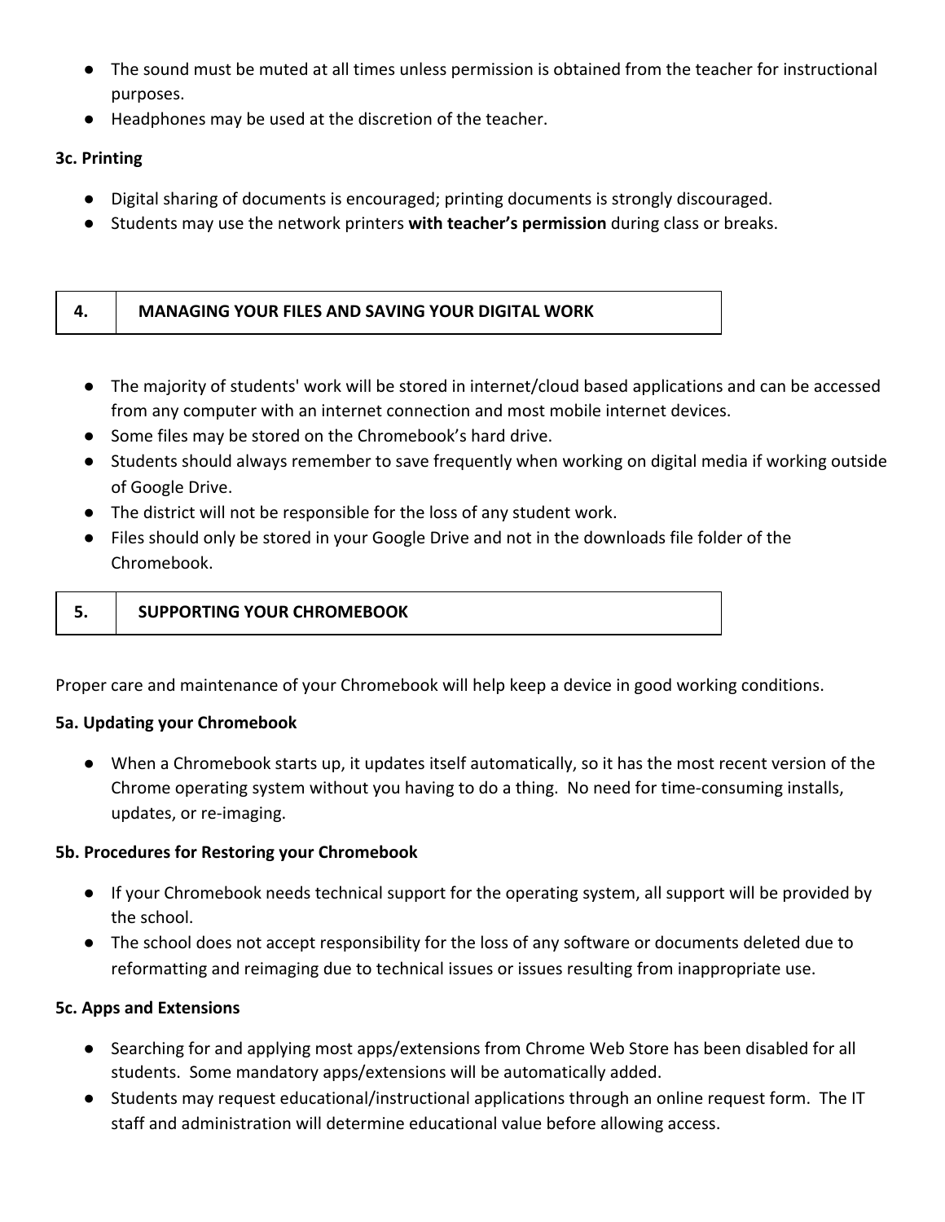- The sound must be muted at all times unless permission is obtained from the teacher for instructional purposes.
- Headphones may be used at the discretion of the teacher.

**3c. Printing**

- Digital sharing of documents is encouraged; printing documents is strongly discouraged.
- Students may use the network printers **with teacher's permission** during class or breaks.

| 4. | MANAGING YOUR FILES AND SAVING YOUR DIGITAL WORK |
|---|---|

- The majority of students' work will be stored in internet/cloud based applications and can be accessed from any computer with an internet connection and most mobile internet devices.
- Some files may be stored on the Chromebook's hard drive.
- Students should always remember to save frequently when working on digital media if working outside of Google Drive.
- The district will not be responsible for the loss of any student work.
- Files should only be stored in your Google Drive and not in the downloads file folder of the Chromebook.

| 5. | SUPPORTING YOUR CHROMEBOOK |
|---|---|

Proper care and maintenance of your Chromebook will help keep a device in good working conditions.

**5a. Updating your Chromebook**

- When a Chromebook starts up, it updates itself automatically, so it has the most recent version of the Chrome operating system without you having to do a thing. No need for time-consuming installs, updates, or re-imaging.

**5b. Procedures for Restoring your Chromebook**

- If your Chromebook needs technical support for the operating system, all support will be provided by the school.
- The school does not accept responsibility for the loss of any software or documents deleted due to reformatting and reimaging due to technical issues or issues resulting from inappropriate use.

**5c. Apps and Extensions**

- Searching for and applying most apps/extensions from Chrome Web Store has been disabled for all students. Some mandatory apps/extensions will be automatically added.
- Students may request educational/instructional applications through an online request form. The IT staff and administration will determine educational value before allowing access.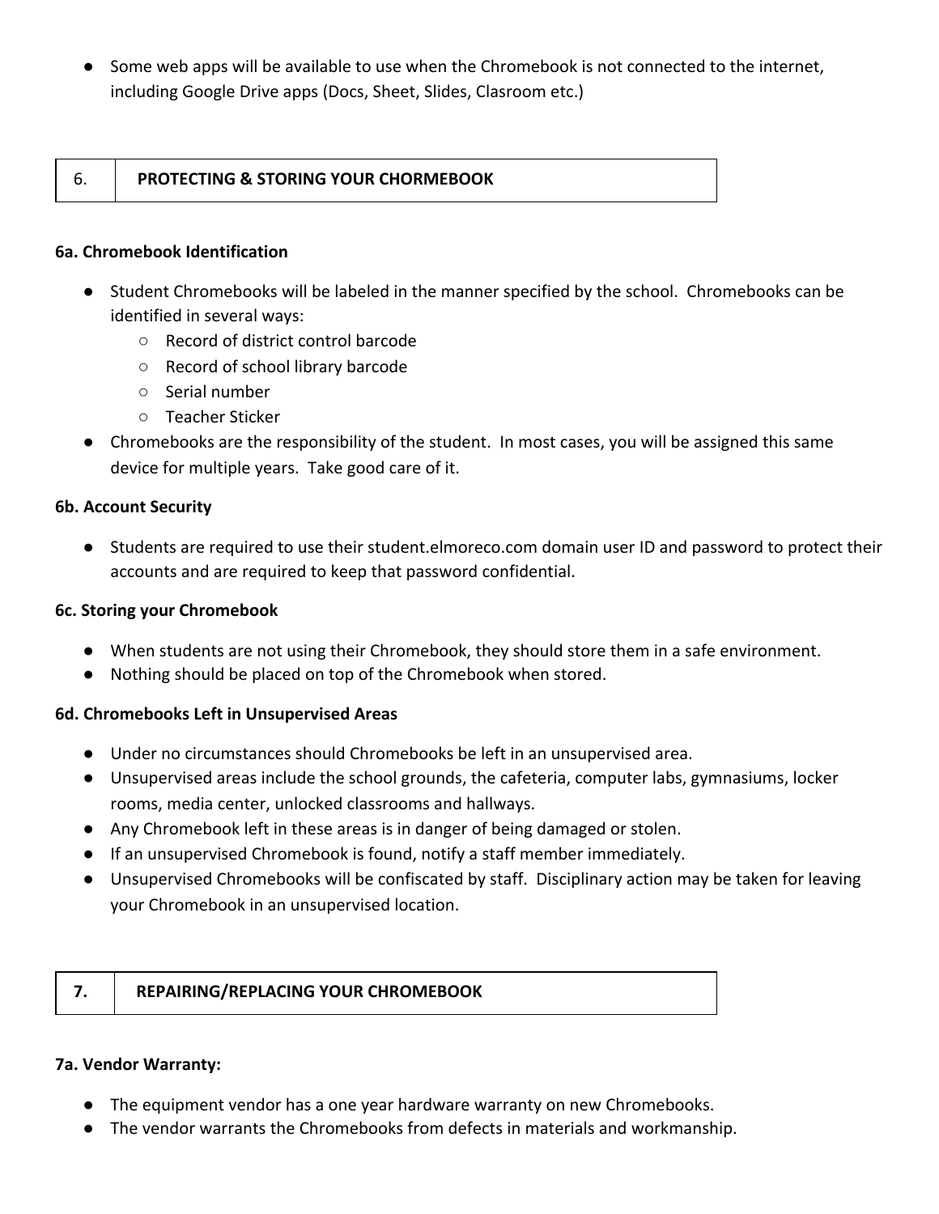- Some web apps will be available to use when the Chromebook is not connected to the internet, including Google Drive apps (Docs, Sheet, Slides, Clasroom etc.)

| 6. | **PROTECTING & STORING YOUR CHORMEBOOK** |
|---|---|

**6a. Chromebook Identification**

- Student Chromebooks will be labeled in the manner specified by the school. Chromebooks can be identified in several ways:
  - Record of district control barcode
  - Record of school library barcode
  - Serial number
  - Teacher Sticker
- Chromebooks are the responsibility of the student. In most cases, you will be assigned this same device for multiple years. Take good care of it.

**6b. Account Security**

- Students are required to use their student.elmoreco.com domain user ID and password to protect their accounts and are required to keep that password confidential.

**6c. Storing your Chromebook**

- When students are not using their Chromebook, they should store them in a safe environment.
- Nothing should be placed on top of the Chromebook when stored.

**6d. Chromebooks Left in Unsupervised Areas**

- Under no circumstances should Chromebooks be left in an unsupervised area.
- Unsupervised areas include the school grounds, the cafeteria, computer labs, gymnasiums, locker rooms, media center, unlocked classrooms and hallways.
- Any Chromebook left in these areas is in danger of being damaged or stolen.
- If an unsupervised Chromebook is found, notify a staff member immediately.
- Unsupervised Chromebooks will be confiscated by staff. Disciplinary action may be taken for leaving your Chromebook in an unsupervised location.

| **7.** | **REPAIRING/REPLACING YOUR CHROMEBOOK** |
|---|---|

**7a. Vendor Warranty:**

- The equipment vendor has a one year hardware warranty on new Chromebooks.
- The vendor warrants the Chromebooks from defects in materials and workmanship.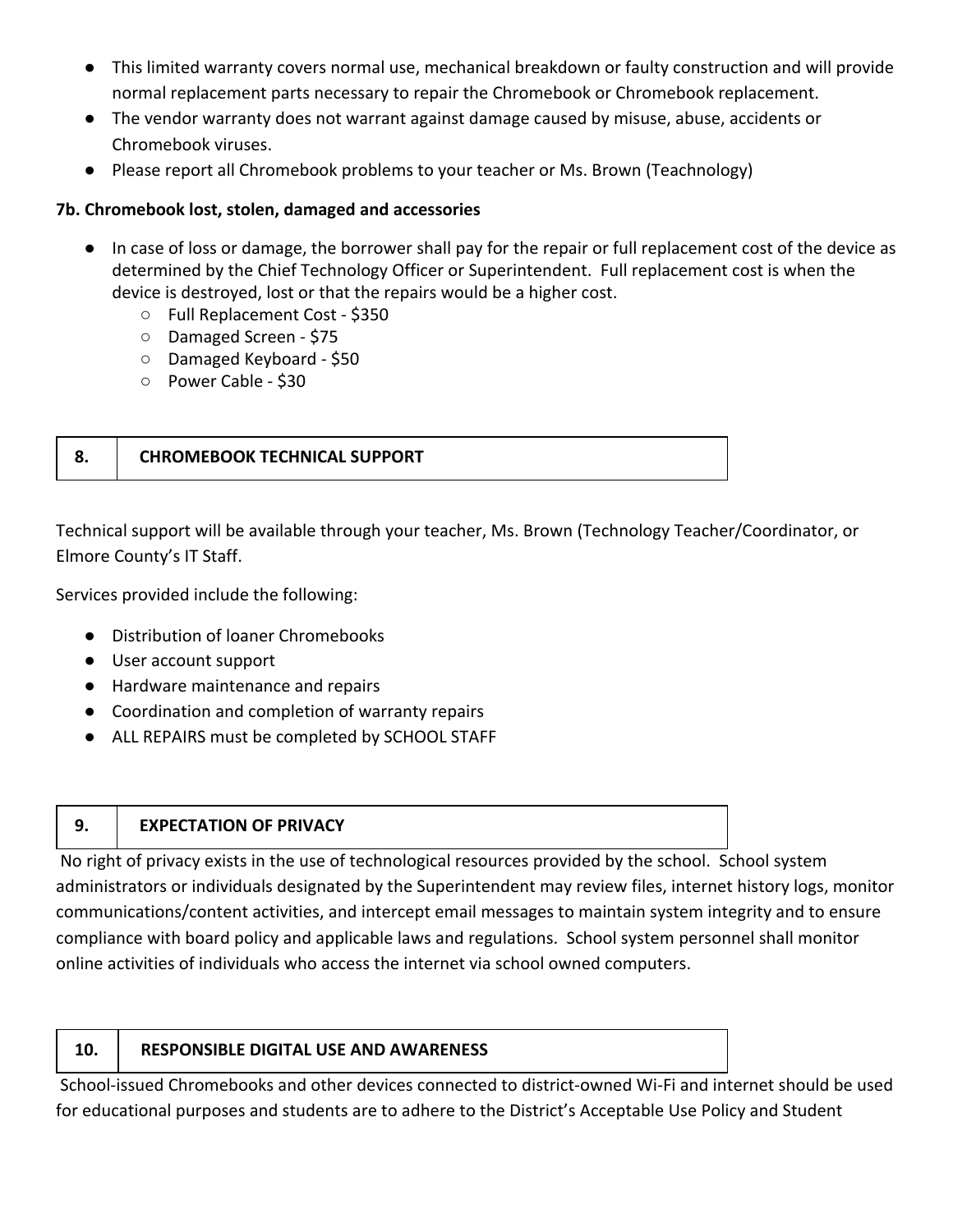- This limited warranty covers normal use, mechanical breakdown or faulty construction and will provide normal replacement parts necessary to repair the Chromebook or Chromebook replacement.
- The vendor warranty does not warrant against damage caused by misuse, abuse, accidents or Chromebook viruses.
- Please report all Chromebook problems to your teacher or Ms. Brown (Teachnology)

**7b. Chromebook lost, stolen, damaged and accessories**

- In case of loss or damage, the borrower shall pay for the repair or full replacement cost of the device as determined by the Chief Technology Officer or Superintendent. Full replacement cost is when the device is destroyed, lost or that the repairs would be a higher cost.
  - Full Replacement Cost - $350
  - Damaged Screen - $75
  - Damaged Keyboard - $50
  - Power Cable - $30

| 8. | CHROMEBOOK TECHNICAL SUPPORT |
|---|---|

Technical support will be available through your teacher, Ms. Brown (Technology Teacher/Coordinator, or Elmore County's IT Staff.

Services provided include the following:

- Distribution of loaner Chromebooks
- User account support
- Hardware maintenance and repairs
- Coordination and completion of warranty repairs
- ALL REPAIRS must be completed by SCHOOL STAFF

| 9. | EXPECTATION OF PRIVACY |
|---|---|

No right of privacy exists in the use of technological resources provided by the school. School system administrators or individuals designated by the Superintendent may review files, internet history logs, monitor communications/content activities, and intercept email messages to maintain system integrity and to ensure compliance with board policy and applicable laws and regulations. School system personnel shall monitor online activities of individuals who access the internet via school owned computers.

| 10. | RESPONSIBLE DIGITAL USE AND AWARENESS |
|---|---|

School-issued Chromebooks and other devices connected to district-owned Wi-Fi and internet should be used for educational purposes and students are to adhere to the District's Acceptable Use Policy and Student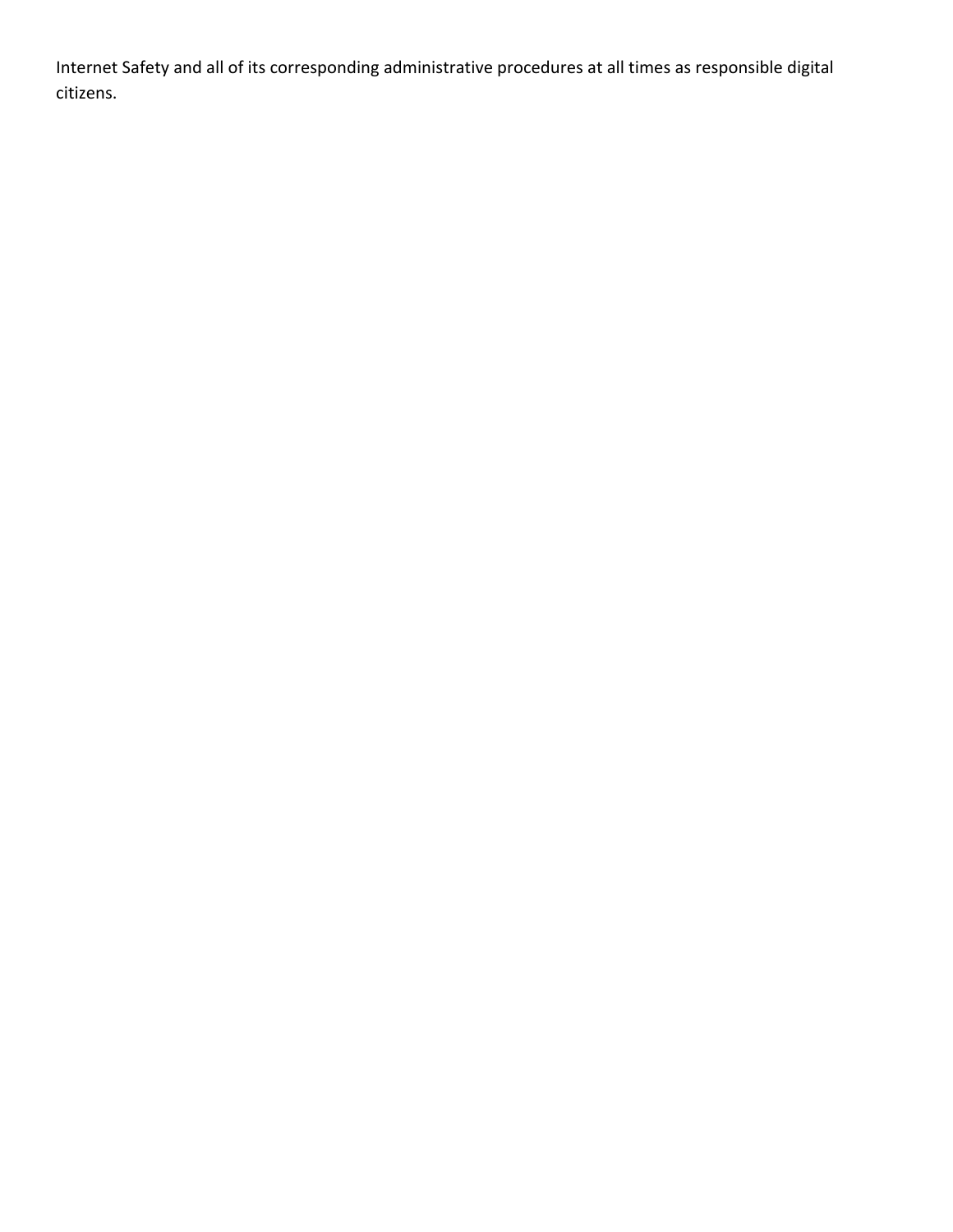Internet Safety and all of its corresponding administrative procedures at all times as responsible digital citizens.